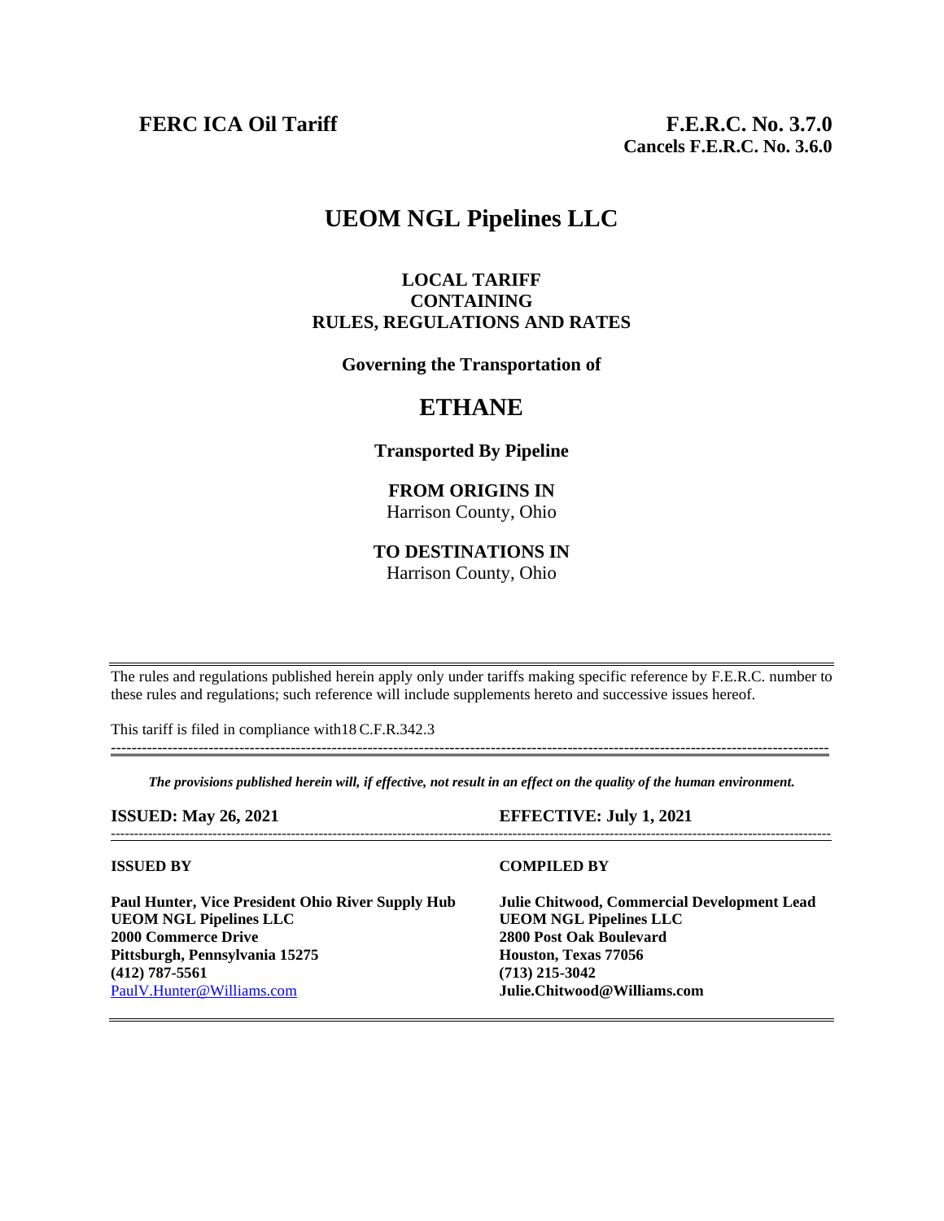**FERC ICA Oil Tariff**

**F.E.R.C. No. 3.7.0**
**Cancels F.E.R.C. No. 3.6.0**

# UEOM NGL Pipelines LLC

**LOCAL TARIFF**
**CONTAINING**
**RULES, REGULATIONS AND RATES**

**Governing the Transportation of**

## ETHANE

**Transported By Pipeline**

**FROM ORIGINS IN**
Harrison County, Ohio

**TO DESTINATIONS IN**
Harrison County, Ohio

---

The rules and regulations published herein apply only under tariffs making specific reference by F.E.R.C. number to these rules and regulations; such reference will include supplements hereto and successive issues hereof.

This tariff is filed in compliance with18 C.F.R.342.3

---

***The provisions published herein will, if effective, not result in an effect on the quality of the human environment.***

**ISSUED: May 26, 2021**

**EFFECTIVE: July 1, 2021**

---

**ISSUED BY**

**Paul Hunter, Vice President Ohio River Supply Hub**
**UEOM NGL Pipelines LLC**
**2000 Commerce Drive**
**Pittsburgh, Pennsylvania 15275**
**(412) 787-5561**
PaulV.Hunter@Williams.com

**COMPILED BY**

**Julie Chitwood, Commercial Development Lead**
**UEOM NGL Pipelines LLC**
**2800 Post Oak Boulevard**
**Houston, Texas 77056**
**(713) 215-3042**
**Julie.Chitwood@Williams.com**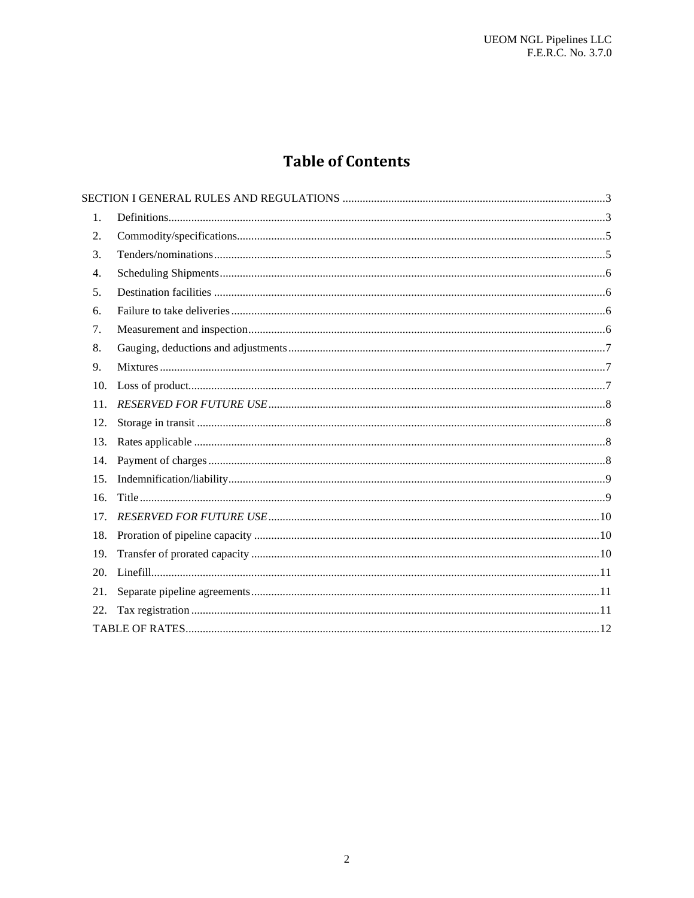# Table of Contents

SECTION I GENERAL RULES AND REGULATIONS ..... 3

1. Definitions ..... 3
2. Commodity/specifications ..... 5
3. Tenders/nominations ..... 5
4. Scheduling Shipments ..... 6
5. Destination facilities ..... 6
6. Failure to take deliveries ..... 6
7. Measurement and inspection ..... 6
8. Gauging, deductions and adjustments ..... 7
9. Mixtures ..... 7
10. Loss of product ..... 7
11. *RESERVED FOR FUTURE USE* ..... 8
12. Storage in transit ..... 8
13. Rates applicable ..... 8
14. Payment of charges ..... 8
15. Indemnification/liability ..... 9
16. Title ..... 9
17. *RESERVED FOR FUTURE USE* ..... 10
18. Proration of pipeline capacity ..... 10
19. Transfer of prorated capacity ..... 10
20. Linefill ..... 11
21. Separate pipeline agreements ..... 11
22. Tax registration ..... 11

TABLE OF RATES ..... 12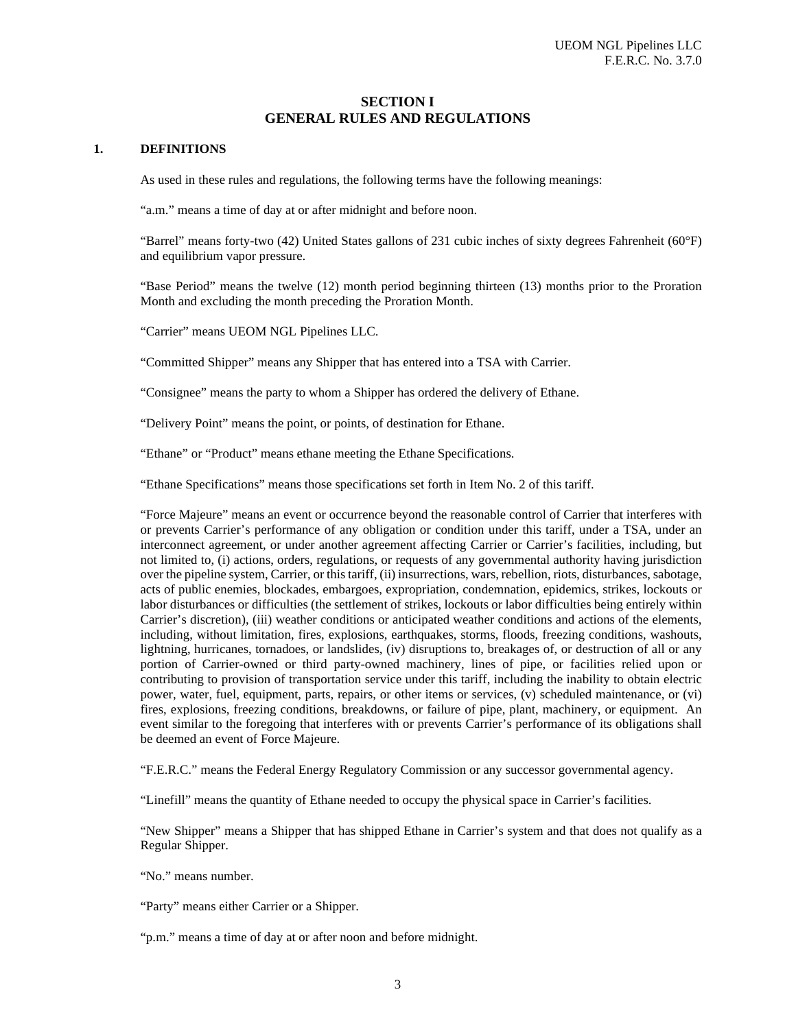# SECTION I
# GENERAL RULES AND REGULATIONS

## 1. DEFINITIONS

As used in these rules and regulations, the following terms have the following meanings:

"a.m." means a time of day at or after midnight and before noon.

"Barrel" means forty-two (42) United States gallons of 231 cubic inches of sixty degrees Fahrenheit (60°F) and equilibrium vapor pressure.

"Base Period" means the twelve (12) month period beginning thirteen (13) months prior to the Proration Month and excluding the month preceding the Proration Month.

"Carrier" means UEOM NGL Pipelines LLC.

"Committed Shipper" means any Shipper that has entered into a TSA with Carrier.

"Consignee" means the party to whom a Shipper has ordered the delivery of Ethane.

"Delivery Point" means the point, or points, of destination for Ethane.

"Ethane" or "Product" means ethane meeting the Ethane Specifications.

"Ethane Specifications" means those specifications set forth in Item No. 2 of this tariff.

"Force Majeure" means an event or occurrence beyond the reasonable control of Carrier that interferes with or prevents Carrier's performance of any obligation or condition under this tariff, under a TSA, under an interconnect agreement, or under another agreement affecting Carrier or Carrier's facilities, including, but not limited to, (i) actions, orders, regulations, or requests of any governmental authority having jurisdiction over the pipeline system, Carrier, or this tariff, (ii) insurrections, wars, rebellion, riots, disturbances, sabotage, acts of public enemies, blockades, embargoes, expropriation, condemnation, epidemics, strikes, lockouts or labor disturbances or difficulties (the settlement of strikes, lockouts or labor difficulties being entirely within Carrier's discretion), (iii) weather conditions or anticipated weather conditions and actions of the elements, including, without limitation, fires, explosions, earthquakes, storms, floods, freezing conditions, washouts, lightning, hurricanes, tornadoes, or landslides, (iv) disruptions to, breakages of, or destruction of all or any portion of Carrier-owned or third party-owned machinery, lines of pipe, or facilities relied upon or contributing to provision of transportation service under this tariff, including the inability to obtain electric power, water, fuel, equipment, parts, repairs, or other items or services, (v) scheduled maintenance, or (vi) fires, explosions, freezing conditions, breakdowns, or failure of pipe, plant, machinery, or equipment. An event similar to the foregoing that interferes with or prevents Carrier's performance of its obligations shall be deemed an event of Force Majeure.

"F.E.R.C." means the Federal Energy Regulatory Commission or any successor governmental agency.

"Linefill" means the quantity of Ethane needed to occupy the physical space in Carrier's facilities.

"New Shipper" means a Shipper that has shipped Ethane in Carrier's system and that does not qualify as a Regular Shipper.

"No." means number.

"Party" means either Carrier or a Shipper.

"p.m." means a time of day at or after noon and before midnight.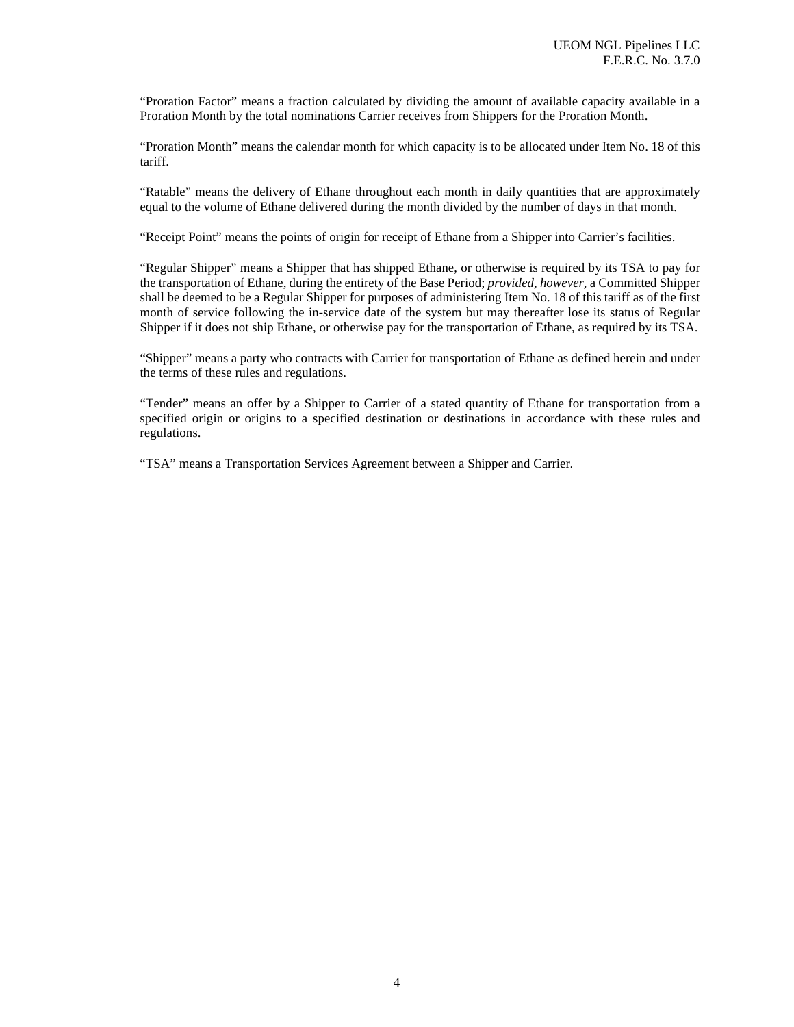"Proration Factor" means a fraction calculated by dividing the amount of available capacity available in a Proration Month by the total nominations Carrier receives from Shippers for the Proration Month.

"Proration Month" means the calendar month for which capacity is to be allocated under Item No. 18 of this tariff.

"Ratable" means the delivery of Ethane throughout each month in daily quantities that are approximately equal to the volume of Ethane delivered during the month divided by the number of days in that month.

"Receipt Point" means the points of origin for receipt of Ethane from a Shipper into Carrier's facilities.

"Regular Shipper" means a Shipper that has shipped Ethane, or otherwise is required by its TSA to pay for the transportation of Ethane, during the entirety of the Base Period; *provided, however*, a Committed Shipper shall be deemed to be a Regular Shipper for purposes of administering Item No. 18 of this tariff as of the first month of service following the in-service date of the system but may thereafter lose its status of Regular Shipper if it does not ship Ethane, or otherwise pay for the transportation of Ethane, as required by its TSA.

"Shipper" means a party who contracts with Carrier for transportation of Ethane as defined herein and under the terms of these rules and regulations.

"Tender" means an offer by a Shipper to Carrier of a stated quantity of Ethane for transportation from a specified origin or origins to a specified destination or destinations in accordance with these rules and regulations.

"TSA" means a Transportation Services Agreement between a Shipper and Carrier.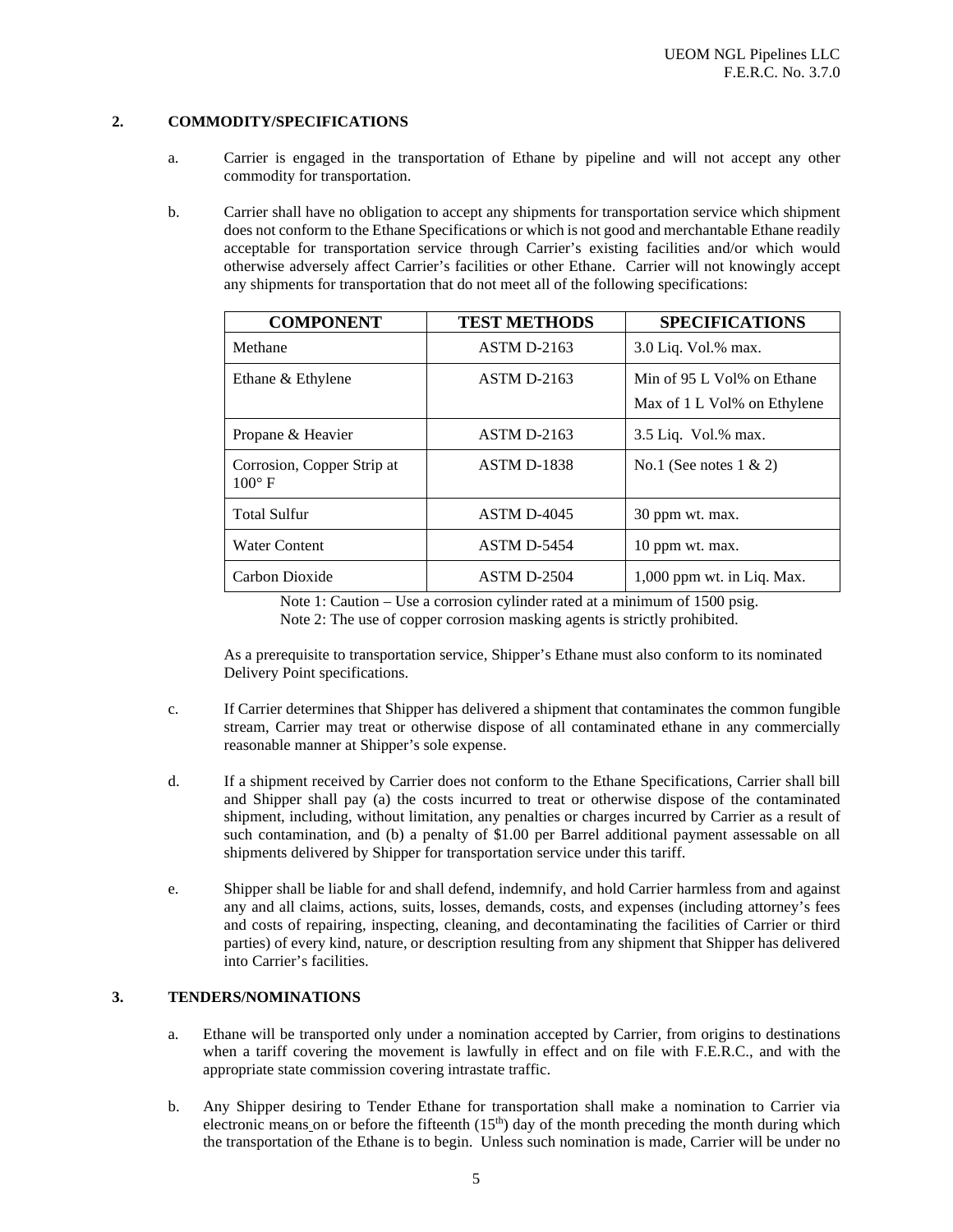## 2. COMMODITY/SPECIFICATIONS

a. Carrier is engaged in the transportation of Ethane by pipeline and will not accept any other commodity for transportation.

b. Carrier shall have no obligation to accept any shipments for transportation service which shipment does not conform to the Ethane Specifications or which is not good and merchantable Ethane readily acceptable for transportation service through Carrier's existing facilities and/or which would otherwise adversely affect Carrier's facilities or other Ethane. Carrier will not knowingly accept any shipments for transportation that do not meet all of the following specifications:

| COMPONENT | TEST METHODS | SPECIFICATIONS |
|---|---|---|
| Methane | ASTM D-2163 | 3.0 Liq. Vol.% max. |
| Ethane & Ethylene | ASTM D-2163 | Min of 95 L Vol% on Ethane<br>Max of 1 L Vol% on Ethylene |
| Propane & Heavier | ASTM D-2163 | 3.5 Liq. Vol.% max. |
| Corrosion, Copper Strip at 100° F | ASTM D-1838 | No.1 (See notes 1 & 2) |
| Total Sulfur | ASTM D-4045 | 30 ppm wt. max. |
| Water Content | ASTM D-5454 | 10 ppm wt. max. |
| Carbon Dioxide | ASTM D-2504 | 1,000 ppm wt. in Liq. Max. |

Note 1: Caution – Use a corrosion cylinder rated at a minimum of 1500 psig.
Note 2: The use of copper corrosion masking agents is strictly prohibited.

As a prerequisite to transportation service, Shipper's Ethane must also conform to its nominated Delivery Point specifications.

c. If Carrier determines that Shipper has delivered a shipment that contaminates the common fungible stream, Carrier may treat or otherwise dispose of all contaminated ethane in any commercially reasonable manner at Shipper's sole expense.

d. If a shipment received by Carrier does not conform to the Ethane Specifications, Carrier shall bill and Shipper shall pay (a) the costs incurred to treat or otherwise dispose of the contaminated shipment, including, without limitation, any penalties or charges incurred by Carrier as a result of such contamination, and (b) a penalty of $1.00 per Barrel additional payment assessable on all shipments delivered by Shipper for transportation service under this tariff.

e. Shipper shall be liable for and shall defend, indemnify, and hold Carrier harmless from and against any and all claims, actions, suits, losses, demands, costs, and expenses (including attorney's fees and costs of repairing, inspecting, cleaning, and decontaminating the facilities of Carrier or third parties) of every kind, nature, or description resulting from any shipment that Shipper has delivered into Carrier's facilities.

## 3. TENDERS/NOMINATIONS

a. Ethane will be transported only under a nomination accepted by Carrier, from origins to destinations when a tariff covering the movement is lawfully in effect and on file with F.E.R.C., and with the appropriate state commission covering intrastate traffic.

b. Any Shipper desiring to Tender Ethane for transportation shall make a nomination to Carrier via electronic means on or before the fifteenth (15th) day of the month preceding the month during which the transportation of the Ethane is to begin. Unless such nomination is made, Carrier will be under no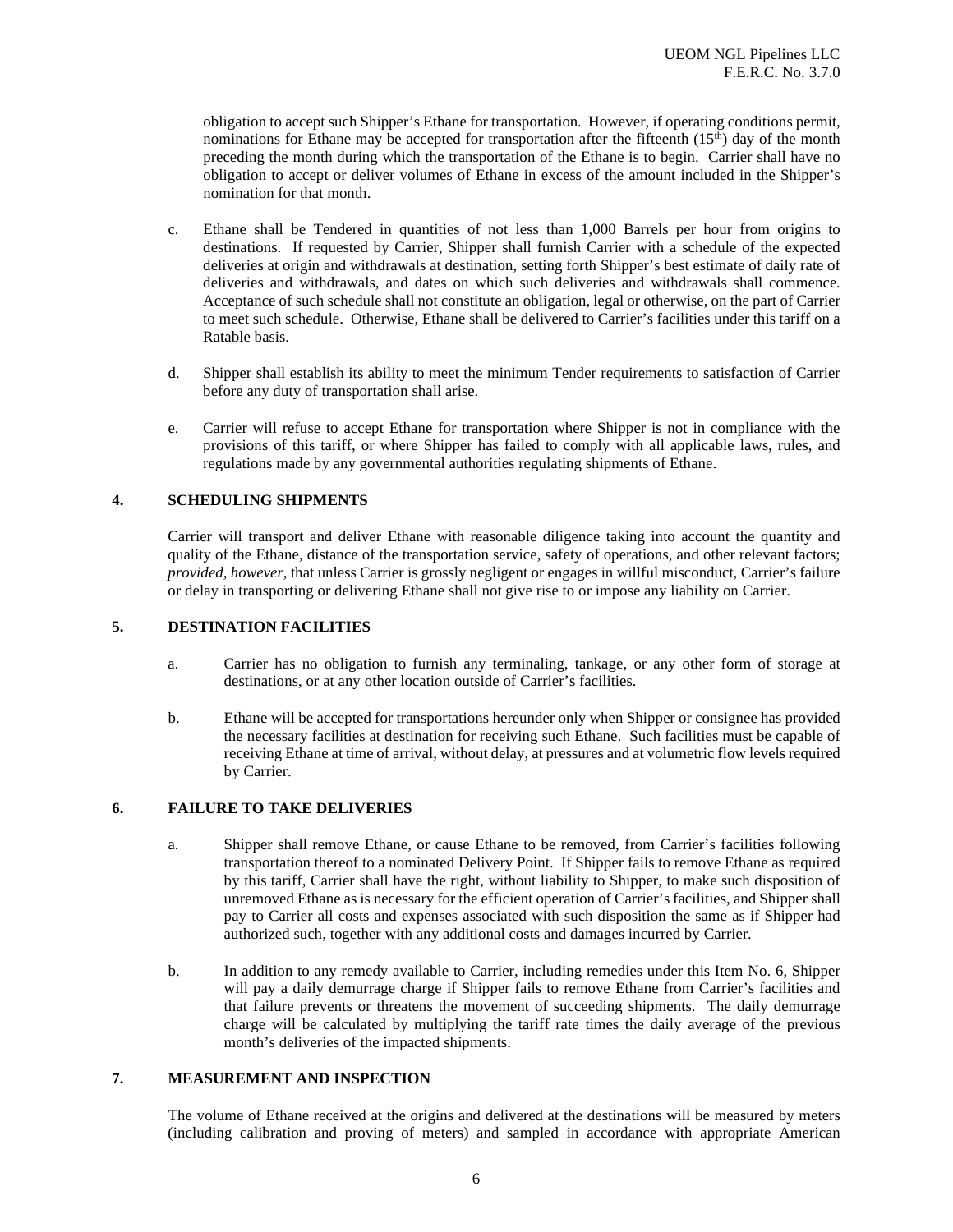obligation to accept such Shipper's Ethane for transportation. However, if operating conditions permit, nominations for Ethane may be accepted for transportation after the fifteenth (15th) day of the month preceding the month during which the transportation of the Ethane is to begin. Carrier shall have no obligation to accept or deliver volumes of Ethane in excess of the amount included in the Shipper's nomination for that month.

c. Ethane shall be Tendered in quantities of not less than 1,000 Barrels per hour from origins to destinations. If requested by Carrier, Shipper shall furnish Carrier with a schedule of the expected deliveries at origin and withdrawals at destination, setting forth Shipper's best estimate of daily rate of deliveries and withdrawals, and dates on which such deliveries and withdrawals shall commence. Acceptance of such schedule shall not constitute an obligation, legal or otherwise, on the part of Carrier to meet such schedule. Otherwise, Ethane shall be delivered to Carrier's facilities under this tariff on a Ratable basis.

d. Shipper shall establish its ability to meet the minimum Tender requirements to satisfaction of Carrier before any duty of transportation shall arise.

e. Carrier will refuse to accept Ethane for transportation where Shipper is not in compliance with the provisions of this tariff, or where Shipper has failed to comply with all applicable laws, rules, and regulations made by any governmental authorities regulating shipments of Ethane.

## 4. SCHEDULING SHIPMENTS

Carrier will transport and deliver Ethane with reasonable diligence taking into account the quantity and quality of the Ethane, distance of the transportation service, safety of operations, and other relevant factors; *provided, however,* that unless Carrier is grossly negligent or engages in willful misconduct, Carrier's failure or delay in transporting or delivering Ethane shall not give rise to or impose any liability on Carrier.

## 5. DESTINATION FACILITIES

a. Carrier has no obligation to furnish any terminaling, tankage, or any other form of storage at destinations, or at any other location outside of Carrier's facilities.

b. Ethane will be accepted for transportations hereunder only when Shipper or consignee has provided the necessary facilities at destination for receiving such Ethane. Such facilities must be capable of receiving Ethane at time of arrival, without delay, at pressures and at volumetric flow levels required by Carrier.

## 6. FAILURE TO TAKE DELIVERIES

a. Shipper shall remove Ethane, or cause Ethane to be removed, from Carrier's facilities following transportation thereof to a nominated Delivery Point. If Shipper fails to remove Ethane as required by this tariff, Carrier shall have the right, without liability to Shipper, to make such disposition of unremoved Ethane as is necessary for the efficient operation of Carrier's facilities, and Shipper shall pay to Carrier all costs and expenses associated with such disposition the same as if Shipper had authorized such, together with any additional costs and damages incurred by Carrier.

b. In addition to any remedy available to Carrier, including remedies under this Item No. 6, Shipper will pay a daily demurrage charge if Shipper fails to remove Ethane from Carrier's facilities and that failure prevents or threatens the movement of succeeding shipments. The daily demurrage charge will be calculated by multiplying the tariff rate times the daily average of the previous month's deliveries of the impacted shipments.

## 7. MEASUREMENT AND INSPECTION

The volume of Ethane received at the origins and delivered at the destinations will be measured by meters (including calibration and proving of meters) and sampled in accordance with appropriate American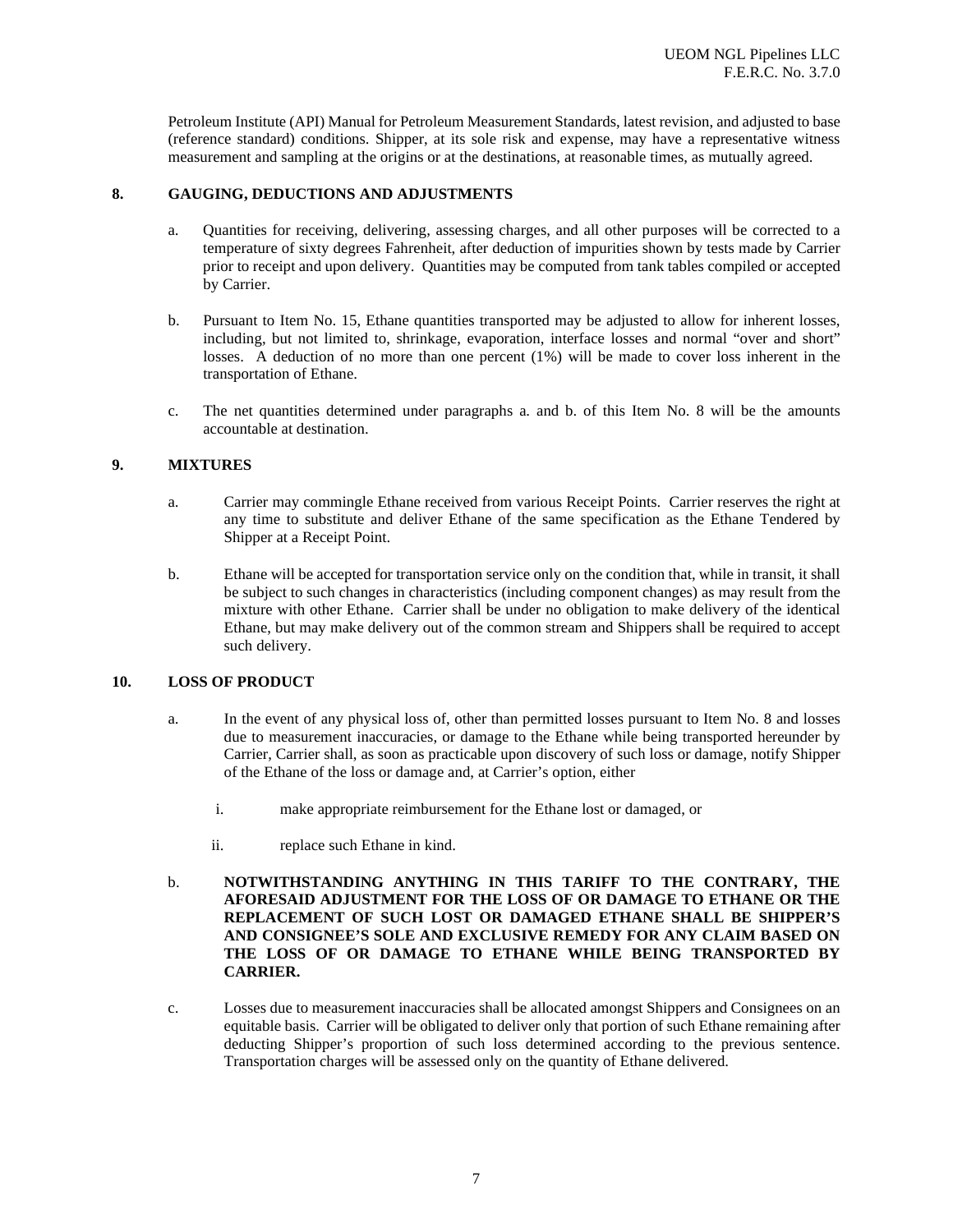Petroleum Institute (API) Manual for Petroleum Measurement Standards, latest revision, and adjusted to base (reference standard) conditions. Shipper, at its sole risk and expense, may have a representative witness measurement and sampling at the origins or at the destinations, at reasonable times, as mutually agreed.

**8. GAUGING, DEDUCTIONS AND ADJUSTMENTS**

a. Quantities for receiving, delivering, assessing charges, and all other purposes will be corrected to a temperature of sixty degrees Fahrenheit, after deduction of impurities shown by tests made by Carrier prior to receipt and upon delivery. Quantities may be computed from tank tables compiled or accepted by Carrier.

b. Pursuant to Item No. 15, Ethane quantities transported may be adjusted to allow for inherent losses, including, but not limited to, shrinkage, evaporation, interface losses and normal "over and short" losses. A deduction of no more than one percent (1%) will be made to cover loss inherent in the transportation of Ethane.

c. The net quantities determined under paragraphs a. and b. of this Item No. 8 will be the amounts accountable at destination.

**9. MIXTURES**

a. Carrier may commingle Ethane received from various Receipt Points. Carrier reserves the right at any time to substitute and deliver Ethane of the same specification as the Ethane Tendered by Shipper at a Receipt Point.

b. Ethane will be accepted for transportation service only on the condition that, while in transit, it shall be subject to such changes in characteristics (including component changes) as may result from the mixture with other Ethane. Carrier shall be under no obligation to make delivery of the identical Ethane, but may make delivery out of the common stream and Shippers shall be required to accept such delivery.

**10. LOSS OF PRODUCT**

a. In the event of any physical loss of, other than permitted losses pursuant to Item No. 8 and losses due to measurement inaccuracies, or damage to the Ethane while being transported hereunder by Carrier, Carrier shall, as soon as practicable upon discovery of such loss or damage, notify Shipper of the Ethane of the loss or damage and, at Carrier's option, either

i. make appropriate reimbursement for the Ethane lost or damaged, or

ii. replace such Ethane in kind.

b. **NOTWITHSTANDING ANYTHING IN THIS TARIFF TO THE CONTRARY, THE AFORESAID ADJUSTMENT FOR THE LOSS OF OR DAMAGE TO ETHANE OR THE REPLACEMENT OF SUCH LOST OR DAMAGED ETHANE SHALL BE SHIPPER'S AND CONSIGNEE'S SOLE AND EXCLUSIVE REMEDY FOR ANY CLAIM BASED ON THE LOSS OF OR DAMAGE TO ETHANE WHILE BEING TRANSPORTED BY CARRIER.**

c. Losses due to measurement inaccuracies shall be allocated amongst Shippers and Consignees on an equitable basis. Carrier will be obligated to deliver only that portion of such Ethane remaining after deducting Shipper's proportion of such loss determined according to the previous sentence. Transportation charges will be assessed only on the quantity of Ethane delivered.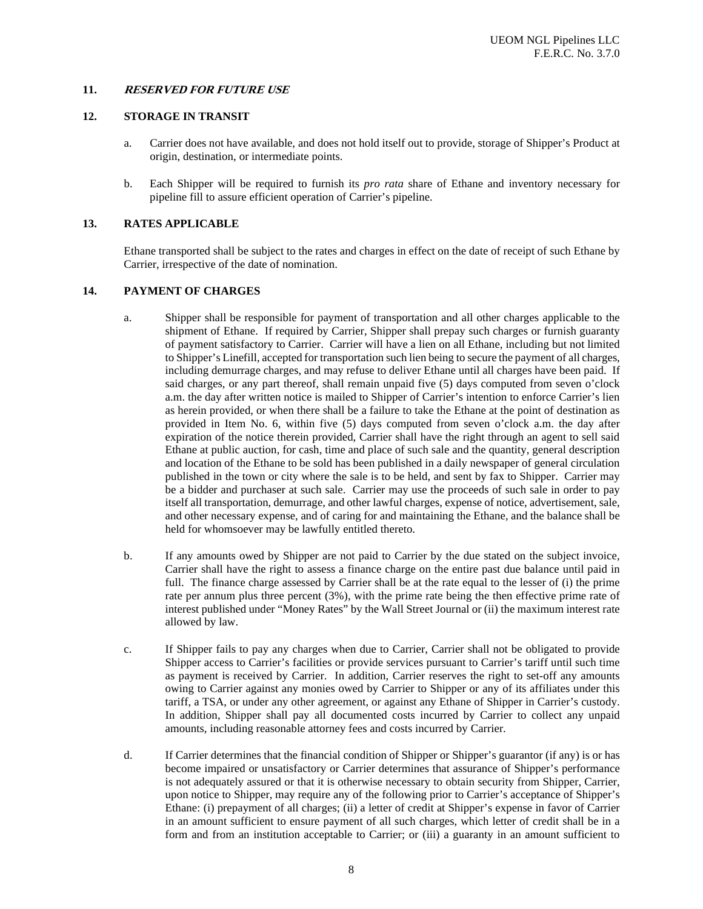## 11. *RESERVED FOR FUTURE USE*

## 12. STORAGE IN TRANSIT

a. Carrier does not have available, and does not hold itself out to provide, storage of Shipper's Product at origin, destination, or intermediate points.

b. Each Shipper will be required to furnish its *pro rata* share of Ethane and inventory necessary for pipeline fill to assure efficient operation of Carrier's pipeline.

## 13. RATES APPLICABLE

Ethane transported shall be subject to the rates and charges in effect on the date of receipt of such Ethane by Carrier, irrespective of the date of nomination.

## 14. PAYMENT OF CHARGES

a. Shipper shall be responsible for payment of transportation and all other charges applicable to the shipment of Ethane. If required by Carrier, Shipper shall prepay such charges or furnish guaranty of payment satisfactory to Carrier. Carrier will have a lien on all Ethane, including but not limited to Shipper's Linefill, accepted for transportation such lien being to secure the payment of all charges, including demurrage charges, and may refuse to deliver Ethane until all charges have been paid. If said charges, or any part thereof, shall remain unpaid five (5) days computed from seven o'clock a.m. the day after written notice is mailed to Shipper of Carrier's intention to enforce Carrier's lien as herein provided, or when there shall be a failure to take the Ethane at the point of destination as provided in Item No. 6, within five (5) days computed from seven o'clock a.m. the day after expiration of the notice therein provided, Carrier shall have the right through an agent to sell said Ethane at public auction, for cash, time and place of such sale and the quantity, general description and location of the Ethane to be sold has been published in a daily newspaper of general circulation published in the town or city where the sale is to be held, and sent by fax to Shipper. Carrier may be a bidder and purchaser at such sale. Carrier may use the proceeds of such sale in order to pay itself all transportation, demurrage, and other lawful charges, expense of notice, advertisement, sale, and other necessary expense, and of caring for and maintaining the Ethane, and the balance shall be held for whomsoever may be lawfully entitled thereto.

b. If any amounts owed by Shipper are not paid to Carrier by the due stated on the subject invoice, Carrier shall have the right to assess a finance charge on the entire past due balance until paid in full. The finance charge assessed by Carrier shall be at the rate equal to the lesser of (i) the prime rate per annum plus three percent (3%), with the prime rate being the then effective prime rate of interest published under "Money Rates" by the Wall Street Journal or (ii) the maximum interest rate allowed by law.

c. If Shipper fails to pay any charges when due to Carrier, Carrier shall not be obligated to provide Shipper access to Carrier's facilities or provide services pursuant to Carrier's tariff until such time as payment is received by Carrier. In addition, Carrier reserves the right to set-off any amounts owing to Carrier against any monies owed by Carrier to Shipper or any of its affiliates under this tariff, a TSA, or under any other agreement, or against any Ethane of Shipper in Carrier's custody. In addition, Shipper shall pay all documented costs incurred by Carrier to collect any unpaid amounts, including reasonable attorney fees and costs incurred by Carrier.

d. If Carrier determines that the financial condition of Shipper or Shipper's guarantor (if any) is or has become impaired or unsatisfactory or Carrier determines that assurance of Shipper's performance is not adequately assured or that it is otherwise necessary to obtain security from Shipper, Carrier, upon notice to Shipper, may require any of the following prior to Carrier's acceptance of Shipper's Ethane: (i) prepayment of all charges; (ii) a letter of credit at Shipper's expense in favor of Carrier in an amount sufficient to ensure payment of all such charges, which letter of credit shall be in a form and from an institution acceptable to Carrier; or (iii) a guaranty in an amount sufficient to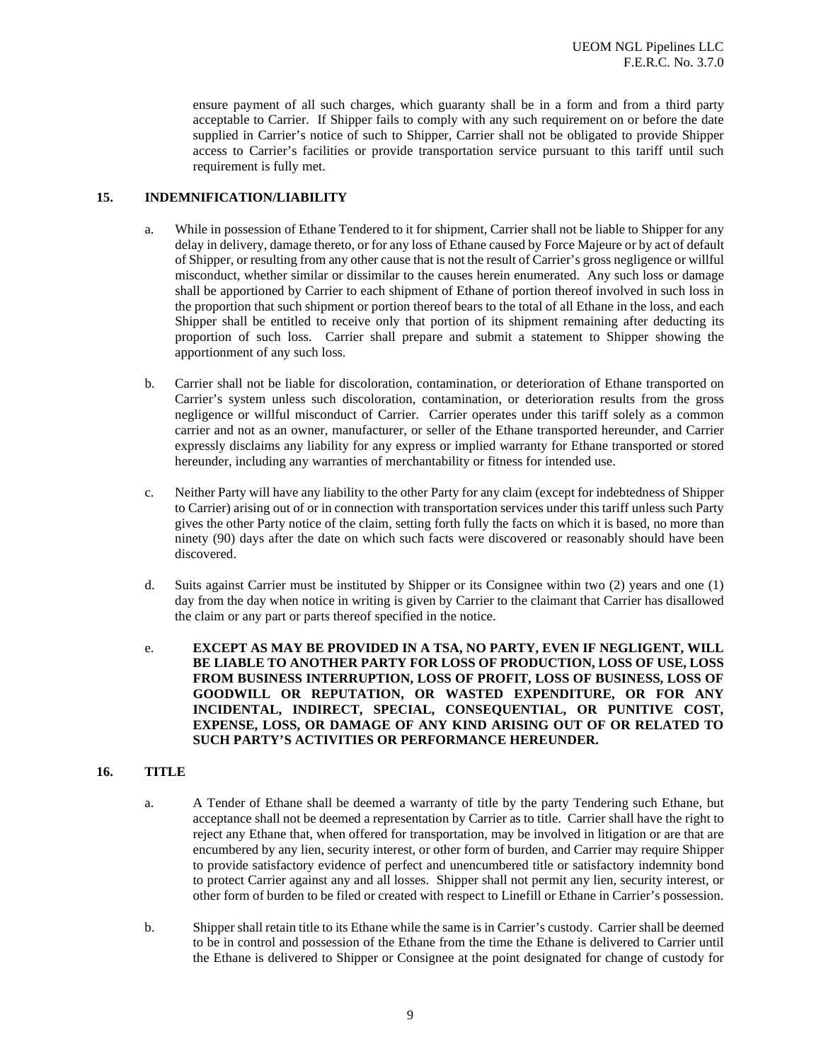ensure payment of all such charges, which guaranty shall be in a form and from a third party acceptable to Carrier. If Shipper fails to comply with any such requirement on or before the date supplied in Carrier's notice of such to Shipper, Carrier shall not be obligated to provide Shipper access to Carrier's facilities or provide transportation service pursuant to this tariff until such requirement is fully met.

## 15. INDEMNIFICATION/LIABILITY

a. While in possession of Ethane Tendered to it for shipment, Carrier shall not be liable to Shipper for any delay in delivery, damage thereto, or for any loss of Ethane caused by Force Majeure or by act of default of Shipper, or resulting from any other cause that is not the result of Carrier's gross negligence or willful misconduct, whether similar or dissimilar to the causes herein enumerated. Any such loss or damage shall be apportioned by Carrier to each shipment of Ethane of portion thereof involved in such loss in the proportion that such shipment or portion thereof bears to the total of all Ethane in the loss, and each Shipper shall be entitled to receive only that portion of its shipment remaining after deducting its proportion of such loss. Carrier shall prepare and submit a statement to Shipper showing the apportionment of any such loss.

b. Carrier shall not be liable for discoloration, contamination, or deterioration of Ethane transported on Carrier's system unless such discoloration, contamination, or deterioration results from the gross negligence or willful misconduct of Carrier. Carrier operates under this tariff solely as a common carrier and not as an owner, manufacturer, or seller of the Ethane transported hereunder, and Carrier expressly disclaims any liability for any express or implied warranty for Ethane transported or stored hereunder, including any warranties of merchantability or fitness for intended use.

c. Neither Party will have any liability to the other Party for any claim (except for indebtedness of Shipper to Carrier) arising out of or in connection with transportation services under this tariff unless such Party gives the other Party notice of the claim, setting forth fully the facts on which it is based, no more than ninety (90) days after the date on which such facts were discovered or reasonably should have been discovered.

d. Suits against Carrier must be instituted by Shipper or its Consignee within two (2) years and one (1) day from the day when notice in writing is given by Carrier to the claimant that Carrier has disallowed the claim or any part or parts thereof specified in the notice.

e. **EXCEPT AS MAY BE PROVIDED IN A TSA, NO PARTY, EVEN IF NEGLIGENT, WILL BE LIABLE TO ANOTHER PARTY FOR LOSS OF PRODUCTION, LOSS OF USE, LOSS FROM BUSINESS INTERRUPTION, LOSS OF PROFIT, LOSS OF BUSINESS, LOSS OF GOODWILL OR REPUTATION, OR WASTED EXPENDITURE, OR FOR ANY INCIDENTAL, INDIRECT, SPECIAL, CONSEQUENTIAL, OR PUNITIVE COST, EXPENSE, LOSS, OR DAMAGE OF ANY KIND ARISING OUT OF OR RELATED TO SUCH PARTY'S ACTIVITIES OR PERFORMANCE HEREUNDER.**

## 16. TITLE

a. A Tender of Ethane shall be deemed a warranty of title by the party Tendering such Ethane, but acceptance shall not be deemed a representation by Carrier as to title. Carrier shall have the right to reject any Ethane that, when offered for transportation, may be involved in litigation or are that are encumbered by any lien, security interest, or other form of burden, and Carrier may require Shipper to provide satisfactory evidence of perfect and unencumbered title or satisfactory indemnity bond to protect Carrier against any and all losses. Shipper shall not permit any lien, security interest, or other form of burden to be filed or created with respect to Linefill or Ethane in Carrier's possession.

b. Shipper shall retain title to its Ethane while the same is in Carrier's custody. Carrier shall be deemed to be in control and possession of the Ethane from the time the Ethane is delivered to Carrier until the Ethane is delivered to Shipper or Consignee at the point designated for change of custody for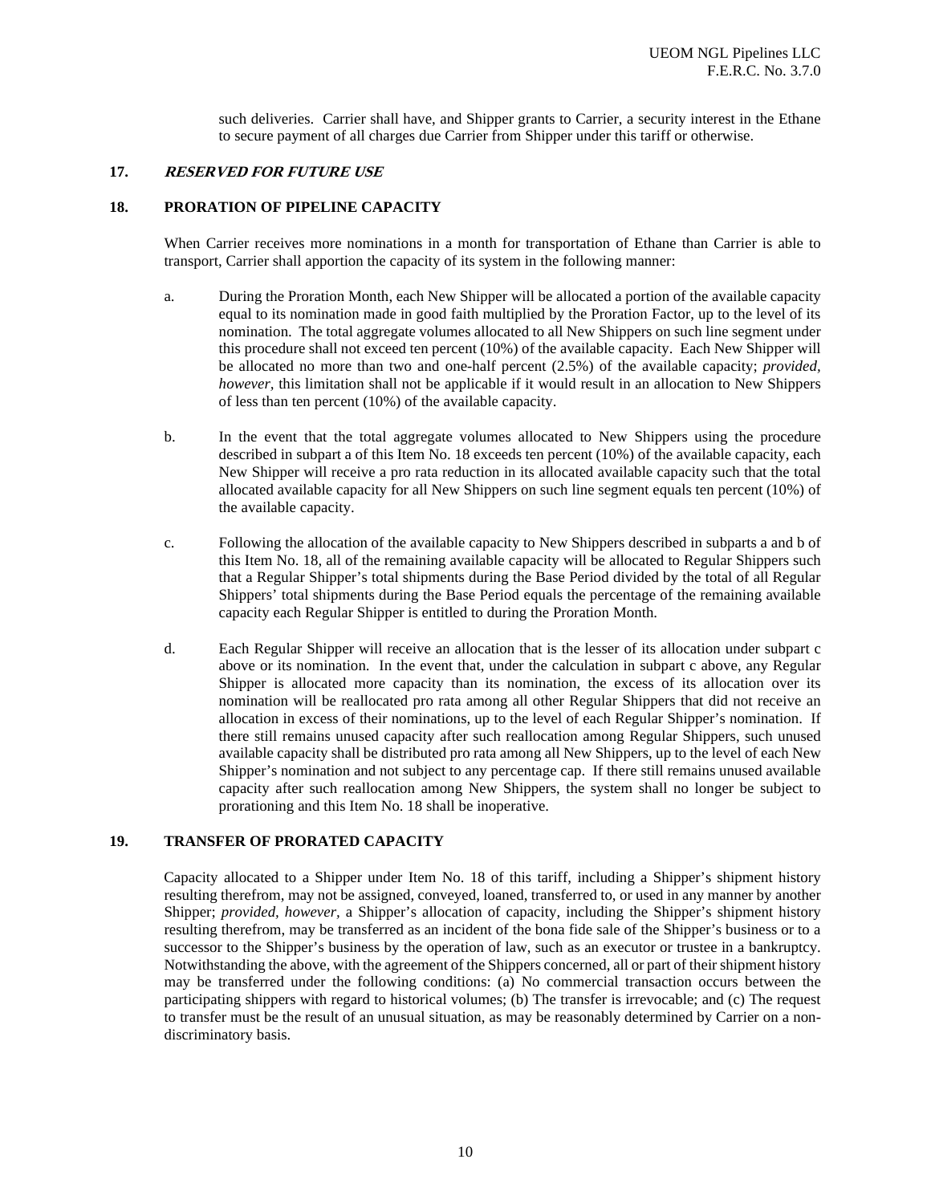such deliveries. Carrier shall have, and Shipper grants to Carrier, a security interest in the Ethane to secure payment of all charges due Carrier from Shipper under this tariff or otherwise.

## 17. *RESERVED FOR FUTURE USE*

## 18. PRORATION OF PIPELINE CAPACITY

When Carrier receives more nominations in a month for transportation of Ethane than Carrier is able to transport, Carrier shall apportion the capacity of its system in the following manner:

a. During the Proration Month, each New Shipper will be allocated a portion of the available capacity equal to its nomination made in good faith multiplied by the Proration Factor, up to the level of its nomination. The total aggregate volumes allocated to all New Shippers on such line segment under this procedure shall not exceed ten percent (10%) of the available capacity. Each New Shipper will be allocated no more than two and one-half percent (2.5%) of the available capacity; *provided, however,* this limitation shall not be applicable if it would result in an allocation to New Shippers of less than ten percent (10%) of the available capacity.

b. In the event that the total aggregate volumes allocated to New Shippers using the procedure described in subpart a of this Item No. 18 exceeds ten percent (10%) of the available capacity, each New Shipper will receive a pro rata reduction in its allocated available capacity such that the total allocated available capacity for all New Shippers on such line segment equals ten percent (10%) of the available capacity.

c. Following the allocation of the available capacity to New Shippers described in subparts a and b of this Item No. 18, all of the remaining available capacity will be allocated to Regular Shippers such that a Regular Shipper's total shipments during the Base Period divided by the total of all Regular Shippers' total shipments during the Base Period equals the percentage of the remaining available capacity each Regular Shipper is entitled to during the Proration Month.

d. Each Regular Shipper will receive an allocation that is the lesser of its allocation under subpart c above or its nomination. In the event that, under the calculation in subpart c above, any Regular Shipper is allocated more capacity than its nomination, the excess of its allocation over its nomination will be reallocated pro rata among all other Regular Shippers that did not receive an allocation in excess of their nominations, up to the level of each Regular Shipper's nomination. If there still remains unused capacity after such reallocation among Regular Shippers, such unused available capacity shall be distributed pro rata among all New Shippers, up to the level of each New Shipper's nomination and not subject to any percentage cap. If there still remains unused available capacity after such reallocation among New Shippers, the system shall no longer be subject to prorationing and this Item No. 18 shall be inoperative.

## 19. TRANSFER OF PRORATED CAPACITY

Capacity allocated to a Shipper under Item No. 18 of this tariff, including a Shipper's shipment history resulting therefrom, may not be assigned, conveyed, loaned, transferred to, or used in any manner by another Shipper; *provided, however,* a Shipper's allocation of capacity, including the Shipper's shipment history resulting therefrom, may be transferred as an incident of the bona fide sale of the Shipper's business or to a successor to the Shipper's business by the operation of law, such as an executor or trustee in a bankruptcy. Notwithstanding the above, with the agreement of the Shippers concerned, all or part of their shipment history may be transferred under the following conditions: (a) No commercial transaction occurs between the participating shippers with regard to historical volumes; (b) The transfer is irrevocable; and (c) The request to transfer must be the result of an unusual situation, as may be reasonably determined by Carrier on a non-discriminatory basis.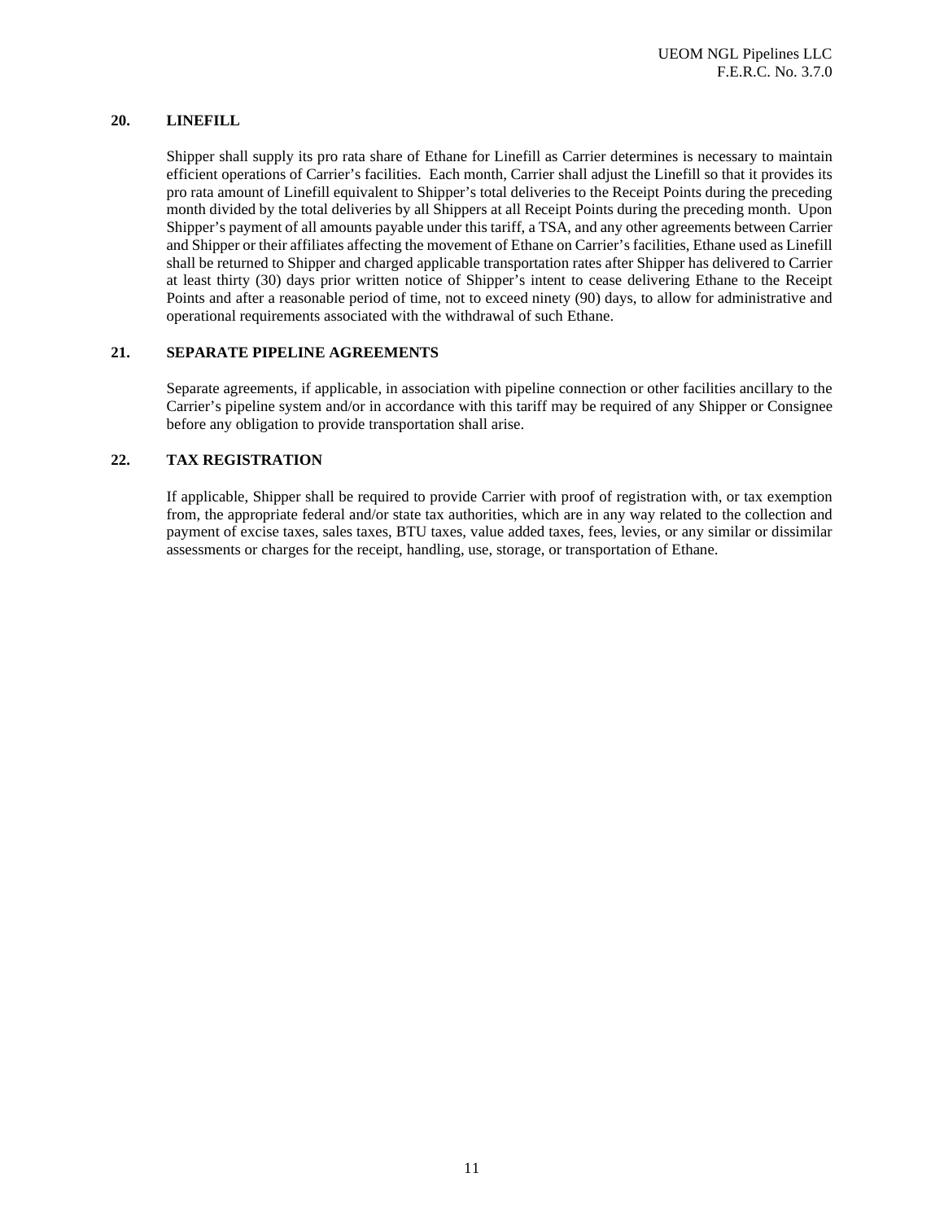## 20. LINEFILL

Shipper shall supply its pro rata share of Ethane for Linefill as Carrier determines is necessary to maintain efficient operations of Carrier's facilities. Each month, Carrier shall adjust the Linefill so that it provides its pro rata amount of Linefill equivalent to Shipper's total deliveries to the Receipt Points during the preceding month divided by the total deliveries by all Shippers at all Receipt Points during the preceding month. Upon Shipper's payment of all amounts payable under this tariff, a TSA, and any other agreements between Carrier and Shipper or their affiliates affecting the movement of Ethane on Carrier's facilities, Ethane used as Linefill shall be returned to Shipper and charged applicable transportation rates after Shipper has delivered to Carrier at least thirty (30) days prior written notice of Shipper's intent to cease delivering Ethane to the Receipt Points and after a reasonable period of time, not to exceed ninety (90) days, to allow for administrative and operational requirements associated with the withdrawal of such Ethane.

## 21. SEPARATE PIPELINE AGREEMENTS

Separate agreements, if applicable, in association with pipeline connection or other facilities ancillary to the Carrier's pipeline system and/or in accordance with this tariff may be required of any Shipper or Consignee before any obligation to provide transportation shall arise.

## 22. TAX REGISTRATION

If applicable, Shipper shall be required to provide Carrier with proof of registration with, or tax exemption from, the appropriate federal and/or state tax authorities, which are in any way related to the collection and payment of excise taxes, sales taxes, BTU taxes, value added taxes, fees, levies, or any similar or dissimilar assessments or charges for the receipt, handling, use, storage, or transportation of Ethane.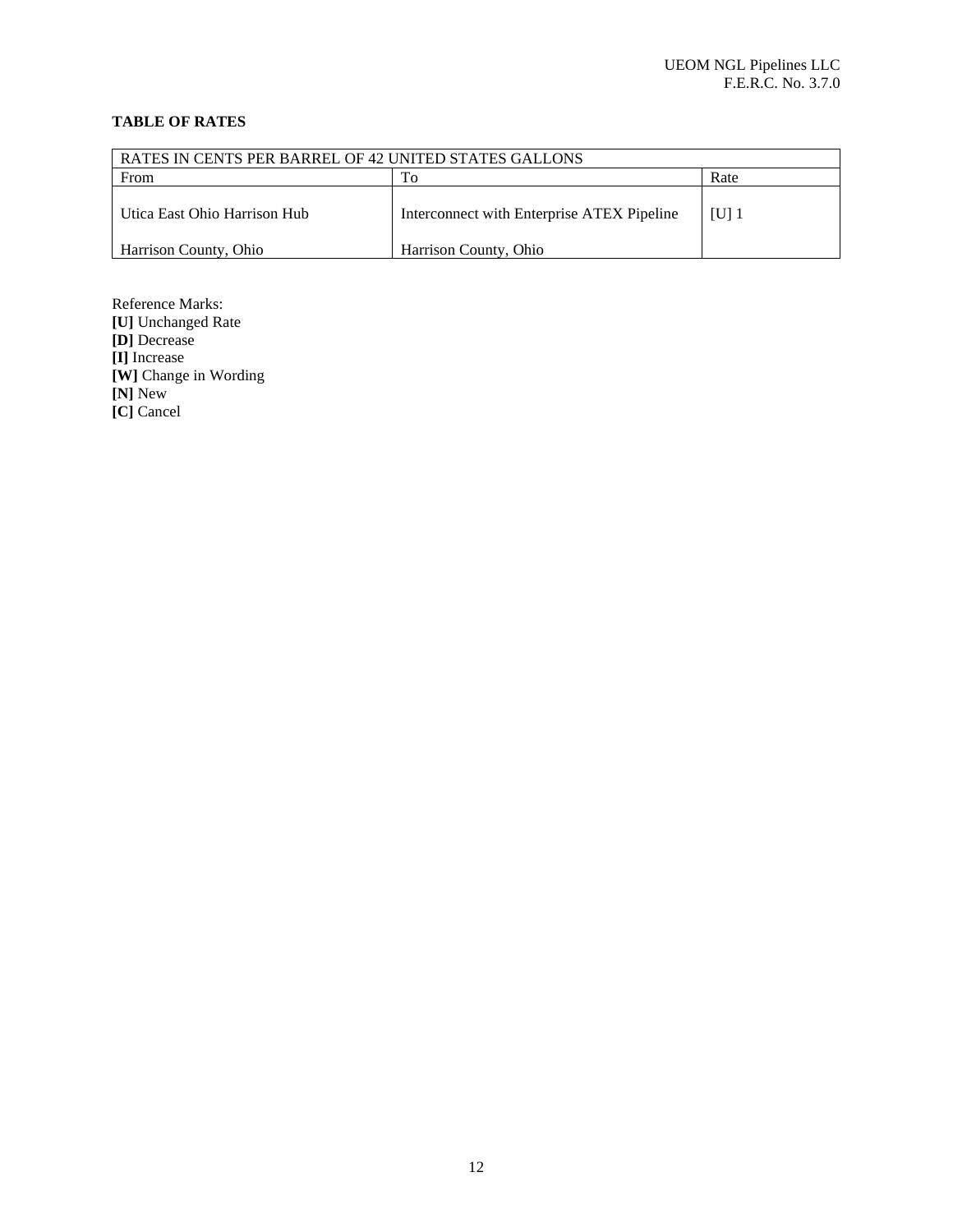**TABLE OF RATES**

| RATES IN CENTS PER BARREL OF 42 UNITED STATES GALLONS | | |
|---|---|---|
| From | To | Rate |
| Utica East Ohio Harrison Hub<br><br>Harrison County, Ohio | Interconnect with Enterprise ATEX Pipeline<br><br>Harrison County, Ohio | [U] 1 |

Reference Marks:
**[U]** Unchanged Rate
**[D]** Decrease
**[I]** Increase
**[W]** Change in Wording
**[N]** New
**[C]** Cancel